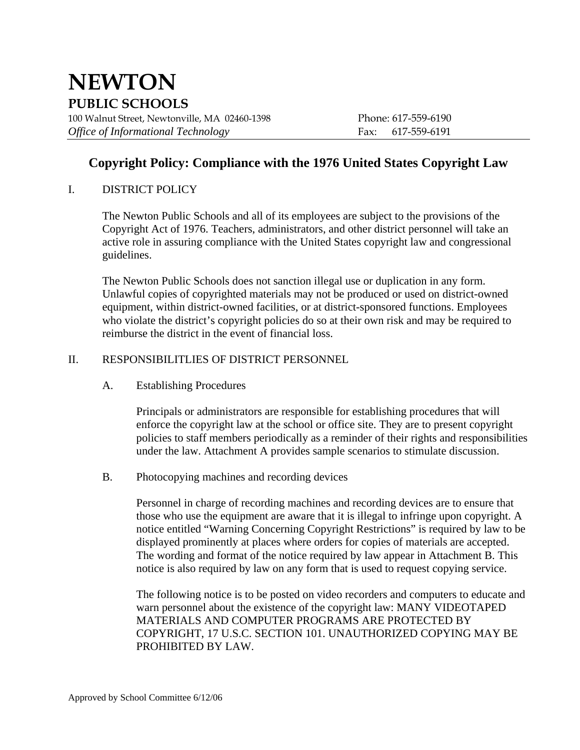# NEWTON

## PUBLIC SCHOOLS

100 Walnut Street, Newtonville, MA 02460-1398
*Office of Informational Technology*

Phone: 617-559-6190
Fax: 617-559-6191

## Copyright Policy: Compliance with the 1976 United States Copyright Law

I. DISTRICT POLICY

The Newton Public Schools and all of its employees are subject to the provisions of the Copyright Act of 1976. Teachers, administrators, and other district personnel will take an active role in assuring compliance with the United States copyright law and congressional guidelines.

The Newton Public Schools does not sanction illegal use or duplication in any form. Unlawful copies of copyrighted materials may not be produced or used on district-owned equipment, within district-owned facilities, or at district-sponsored functions. Employees who violate the district's copyright policies do so at their own risk and may be required to reimburse the district in the event of financial loss.

II. RESPONSIBILITLIES OF DISTRICT PERSONNEL

A. Establishing Procedures

Principals or administrators are responsible for establishing procedures that will enforce the copyright law at the school or office site. They are to present copyright policies to staff members periodically as a reminder of their rights and responsibilities under the law. Attachment A provides sample scenarios to stimulate discussion.

B. Photocopying machines and recording devices

Personnel in charge of recording machines and recording devices are to ensure that those who use the equipment are aware that it is illegal to infringe upon copyright. A notice entitled "Warning Concerning Copyright Restrictions" is required by law to be displayed prominently at places where orders for copies of materials are accepted. The wording and format of the notice required by law appear in Attachment B. This notice is also required by law on any form that is used to request copying service.

The following notice is to be posted on video recorders and computers to educate and warn personnel about the existence of the copyright law: MANY VIDEOTAPED MATERIALS AND COMPUTER PROGRAMS ARE PROTECTED BY COPYRIGHT, 17 U.S.C. SECTION 101. UNAUTHORIZED COPYING MAY BE PROHIBITED BY LAW.

Approved by School Committee 6/12/06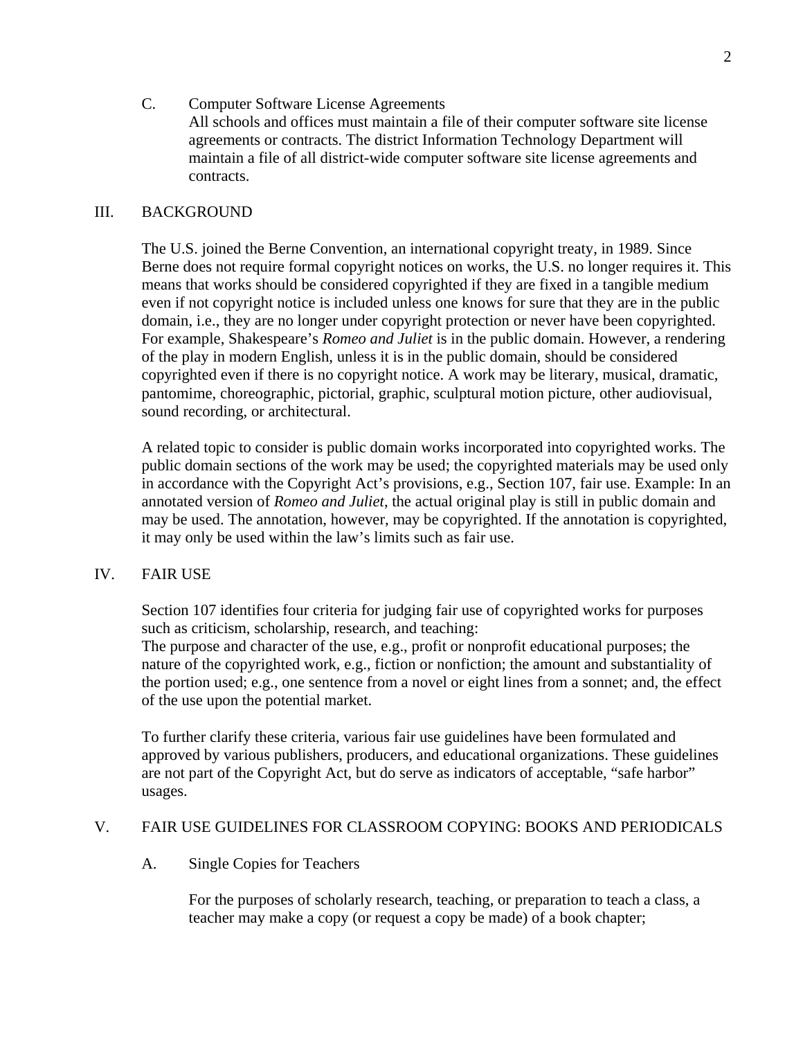C. Computer Software License Agreements

All schools and offices must maintain a file of their computer software site license agreements or contracts. The district Information Technology Department will maintain a file of all district-wide computer software site license agreements and contracts.

## III. BACKGROUND

The U.S. joined the Berne Convention, an international copyright treaty, in 1989. Since Berne does not require formal copyright notices on works, the U.S. no longer requires it. This means that works should be considered copyrighted if they are fixed in a tangible medium even if not copyright notice is included unless one knows for sure that they are in the public domain, i.e., they are no longer under copyright protection or never have been copyrighted. For example, Shakespeare's *Romeo and Juliet* is in the public domain. However, a rendering of the play in modern English, unless it is in the public domain, should be considered copyrighted even if there is no copyright notice. A work may be literary, musical, dramatic, pantomime, choreographic, pictorial, graphic, sculptural motion picture, other audiovisual, sound recording, or architectural.

A related topic to consider is public domain works incorporated into copyrighted works. The public domain sections of the work may be used; the copyrighted materials may be used only in accordance with the Copyright Act's provisions, e.g., Section 107, fair use. Example: In an annotated version of *Romeo and Juliet*, the actual original play is still in public domain and may be used. The annotation, however, may be copyrighted. If the annotation is copyrighted, it may only be used within the law's limits such as fair use.

## IV. FAIR USE

Section 107 identifies four criteria for judging fair use of copyrighted works for purposes such as criticism, scholarship, research, and teaching:
The purpose and character of the use, e.g., profit or nonprofit educational purposes; the nature of the copyrighted work, e.g., fiction or nonfiction; the amount and substantiality of the portion used; e.g., one sentence from a novel or eight lines from a sonnet; and, the effect of the use upon the potential market.

To further clarify these criteria, various fair use guidelines have been formulated and approved by various publishers, producers, and educational organizations. These guidelines are not part of the Copyright Act, but do serve as indicators of acceptable, "safe harbor" usages.

## V. FAIR USE GUIDELINES FOR CLASSROOM COPYING: BOOKS AND PERIODICALS

A. Single Copies for Teachers

For the purposes of scholarly research, teaching, or preparation to teach a class, a teacher may make a copy (or request a copy be made) of a book chapter;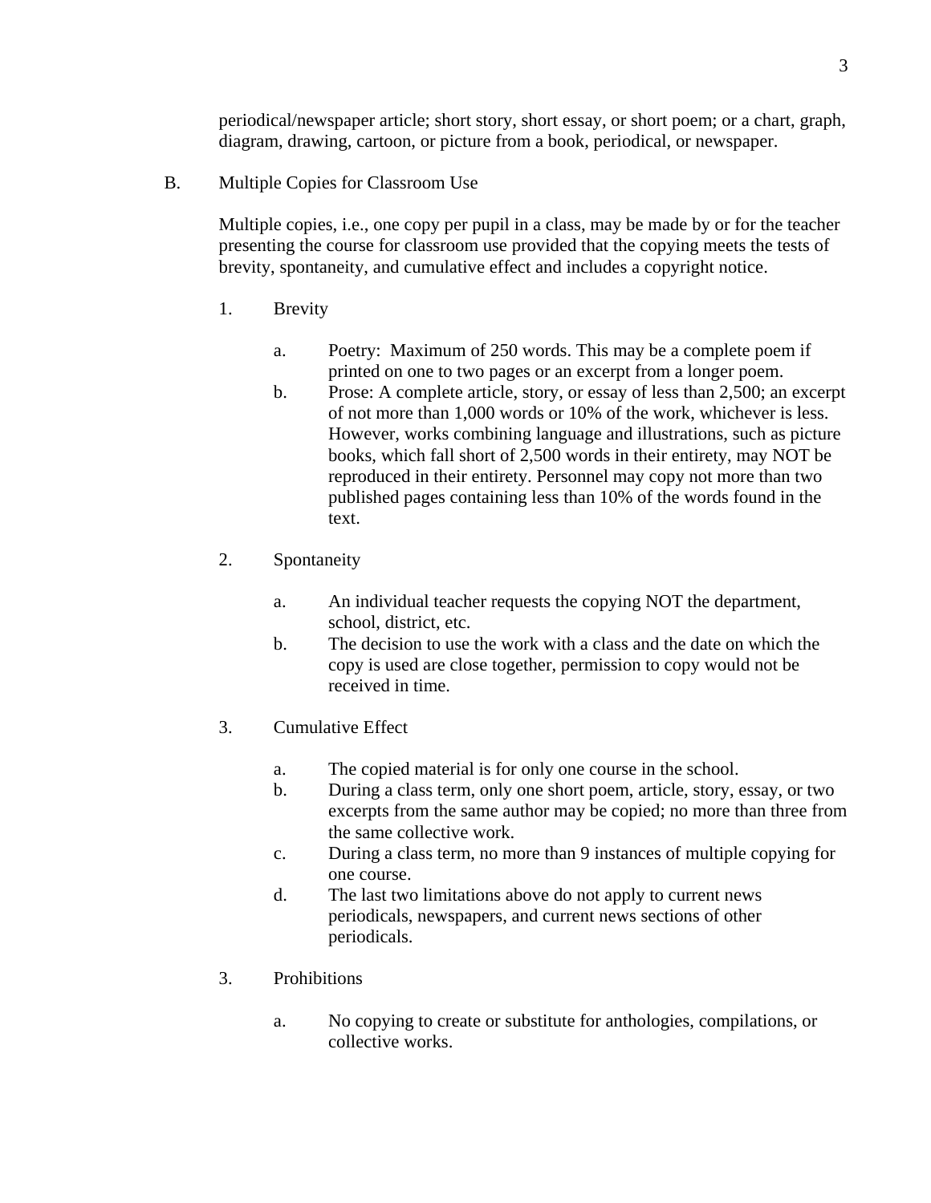periodical/newspaper article; short story, short essay, or short poem; or a chart, graph, diagram, drawing, cartoon, or picture from a book, periodical, or newspaper.

B. Multiple Copies for Classroom Use

Multiple copies, i.e., one copy per pupil in a class, may be made by or for the teacher presenting the course for classroom use provided that the copying meets the tests of brevity, spontaneity, and cumulative effect and includes a copyright notice.

1. Brevity

   a. Poetry: Maximum of 250 words. This may be a complete poem if printed on one to two pages or an excerpt from a longer poem.
   b. Prose: A complete article, story, or essay of less than 2,500; an excerpt of not more than 1,000 words or 10% of the work, whichever is less. However, works combining language and illustrations, such as picture books, which fall short of 2,500 words in their entirety, may NOT be reproduced in their entirety. Personnel may copy not more than two published pages containing less than 10% of the words found in the text.

2. Spontaneity

   a. An individual teacher requests the copying NOT the department, school, district, etc.
   b. The decision to use the work with a class and the date on which the copy is used are close together, permission to copy would not be received in time.

3. Cumulative Effect

   a. The copied material is for only one course in the school.
   b. During a class term, only one short poem, article, story, essay, or two excerpts from the same author may be copied; no more than three from the same collective work.
   c. During a class term, no more than 9 instances of multiple copying for one course.
   d. The last two limitations above do not apply to current news periodicals, newspapers, and current news sections of other periodicals.

3. Prohibitions

   a. No copying to create or substitute for anthologies, compilations, or collective works.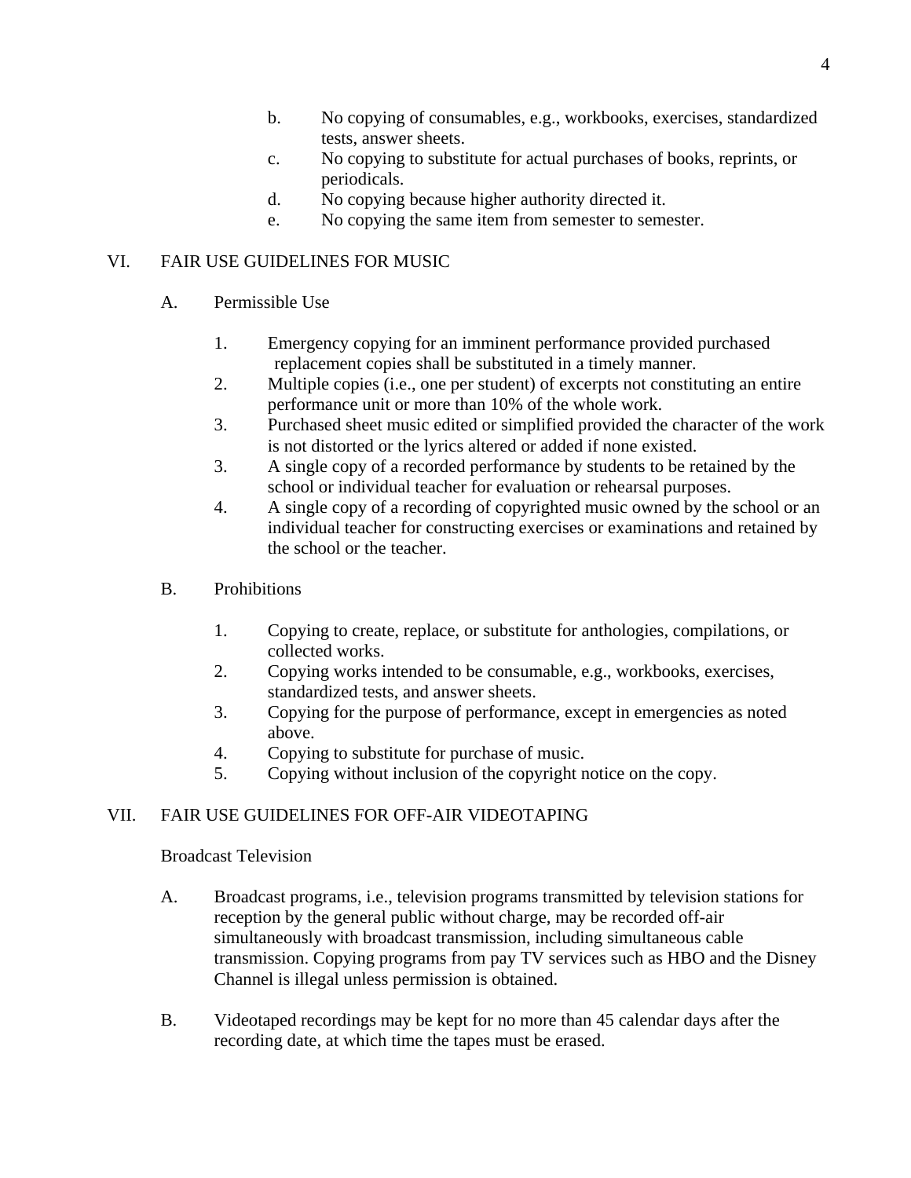b. No copying of consumables, e.g., workbooks, exercises, standardized tests, answer sheets.

c. No copying to substitute for actual purchases of books, reprints, or periodicals.

d. No copying because higher authority directed it.

e. No copying the same item from semester to semester.

## VI. FAIR USE GUIDELINES FOR MUSIC

### A. Permissible Use

1. Emergency copying for an imminent performance provided purchased replacement copies shall be substituted in a timely manner.
2. Multiple copies (i.e., one per student) of excerpts not constituting an entire performance unit or more than 10% of the whole work.
3. Purchased sheet music edited or simplified provided the character of the work is not distorted or the lyrics altered or added if none existed.
3. A single copy of a recorded performance by students to be retained by the school or individual teacher for evaluation or rehearsal purposes.
4. A single copy of a recording of copyrighted music owned by the school or an individual teacher for constructing exercises or examinations and retained by the school or the teacher.

### B. Prohibitions

1. Copying to create, replace, or substitute for anthologies, compilations, or collected works.
2. Copying works intended to be consumable, e.g., workbooks, exercises, standardized tests, and answer sheets.
3. Copying for the purpose of performance, except in emergencies as noted above.
4. Copying to substitute for purchase of music.
5. Copying without inclusion of the copyright notice on the copy.

## VII. FAIR USE GUIDELINES FOR OFF-AIR VIDEOTAPING

Broadcast Television

A. Broadcast programs, i.e., television programs transmitted by television stations for reception by the general public without charge, may be recorded off-air simultaneously with broadcast transmission, including simultaneous cable transmission. Copying programs from pay TV services such as HBO and the Disney Channel is illegal unless permission is obtained.

B. Videotaped recordings may be kept for no more than 45 calendar days after the recording date, at which time the tapes must be erased.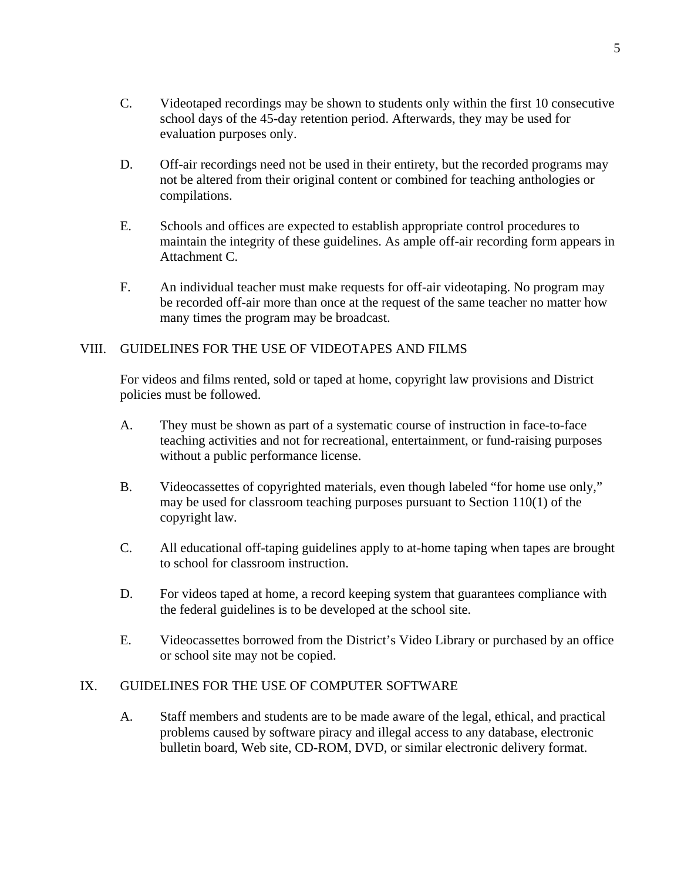C. Videotaped recordings may be shown to students only within the first 10 consecutive school days of the 45-day retention period. Afterwards, they may be used for evaluation purposes only.

D. Off-air recordings need not be used in their entirety, but the recorded programs may not be altered from their original content or combined for teaching anthologies or compilations.

E. Schools and offices are expected to establish appropriate control procedures to maintain the integrity of these guidelines. As ample off-air recording form appears in Attachment C.

F. An individual teacher must make requests for off-air videotaping. No program may be recorded off-air more than once at the request of the same teacher no matter how many times the program may be broadcast.

## VIII. GUIDELINES FOR THE USE OF VIDEOTAPES AND FILMS

For videos and films rented, sold or taped at home, copyright law provisions and District policies must be followed.

A. They must be shown as part of a systematic course of instruction in face-to-face teaching activities and not for recreational, entertainment, or fund-raising purposes without a public performance license.

B. Videocassettes of copyrighted materials, even though labeled "for home use only," may be used for classroom teaching purposes pursuant to Section 110(1) of the copyright law.

C. All educational off-taping guidelines apply to at-home taping when tapes are brought to school for classroom instruction.

D. For videos taped at home, a record keeping system that guarantees compliance with the federal guidelines is to be developed at the school site.

E. Videocassettes borrowed from the District's Video Library or purchased by an office or school site may not be copied.

## IX. GUIDELINES FOR THE USE OF COMPUTER SOFTWARE

A. Staff members and students are to be made aware of the legal, ethical, and practical problems caused by software piracy and illegal access to any database, electronic bulletin board, Web site, CD-ROM, DVD, or similar electronic delivery format.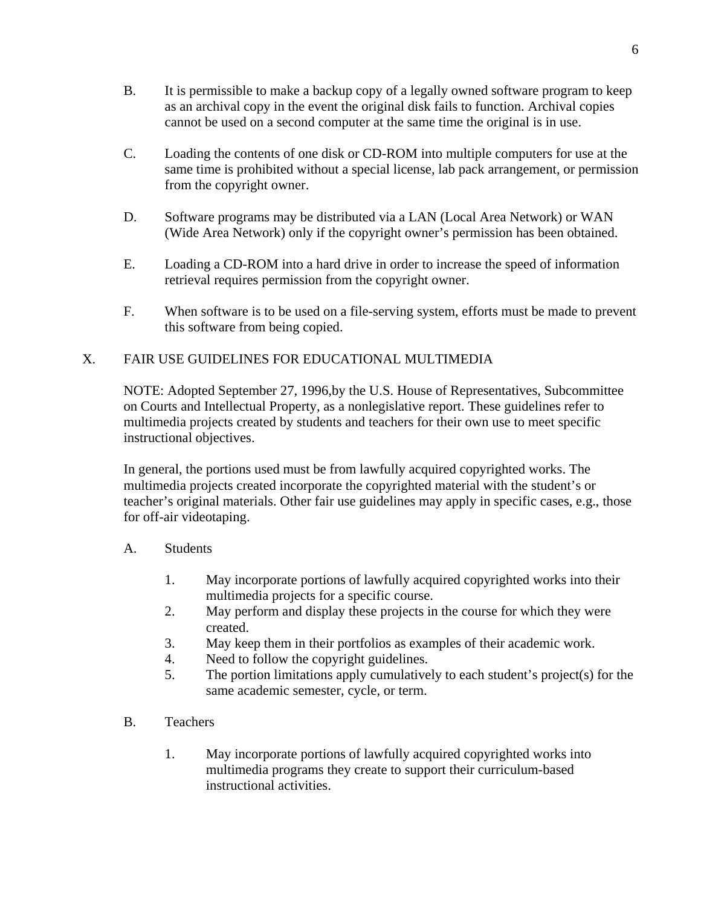B. It is permissible to make a backup copy of a legally owned software program to keep as an archival copy in the event the original disk fails to function. Archival copies cannot be used on a second computer at the same time the original is in use.

C. Loading the contents of one disk or CD-ROM into multiple computers for use at the same time is prohibited without a special license, lab pack arrangement, or permission from the copyright owner.

D. Software programs may be distributed via a LAN (Local Area Network) or WAN (Wide Area Network) only if the copyright owner's permission has been obtained.

E. Loading a CD-ROM into a hard drive in order to increase the speed of information retrieval requires permission from the copyright owner.

F. When software is to be used on a file-serving system, efforts must be made to prevent this software from being copied.

## X. FAIR USE GUIDELINES FOR EDUCATIONAL MULTIMEDIA

NOTE: Adopted September 27, 1996,by the U.S. House of Representatives, Subcommittee on Courts and Intellectual Property, as a nonlegislative report. These guidelines refer to multimedia projects created by students and teachers for their own use to meet specific instructional objectives.

In general, the portions used must be from lawfully acquired copyrighted works. The multimedia projects created incorporate the copyrighted material with the student's or teacher's original materials. Other fair use guidelines may apply in specific cases, e.g., those for off-air videotaping.

A. Students

1. May incorporate portions of lawfully acquired copyrighted works into their multimedia projects for a specific course.
2. May perform and display these projects in the course for which they were created.
3. May keep them in their portfolios as examples of their academic work.
4. Need to follow the copyright guidelines.
5. The portion limitations apply cumulatively to each student's project(s) for the same academic semester, cycle, or term.

B. Teachers

1. May incorporate portions of lawfully acquired copyrighted works into multimedia programs they create to support their curriculum-based instructional activities.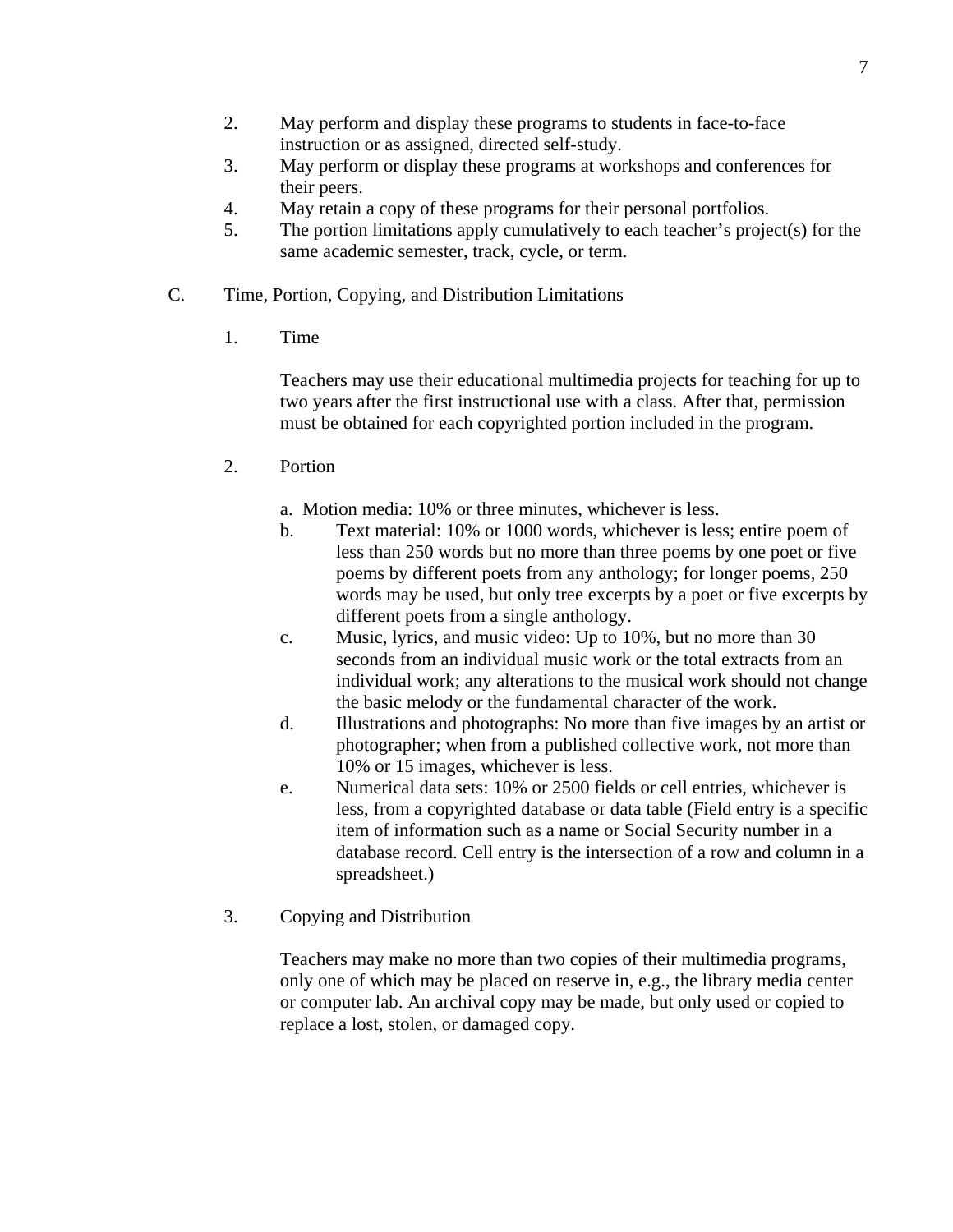2. May perform and display these programs to students in face-to-face instruction or as assigned, directed self-study.
3. May perform or display these programs at workshops and conferences for their peers.
4. May retain a copy of these programs for their personal portfolios.
5. The portion limitations apply cumulatively to each teacher's project(s) for the same academic semester, track, cycle, or term.

C. Time, Portion, Copying, and Distribution Limitations

1. Time

   Teachers may use their educational multimedia projects for teaching for up to two years after the first instructional use with a class. After that, permission must be obtained for each copyrighted portion included in the program.

2. Portion

   a. Motion media: 10% or three minutes, whichever is less.
   b. Text material: 10% or 1000 words, whichever is less; entire poem of less than 250 words but no more than three poems by one poet or five poems by different poets from any anthology; for longer poems, 250 words may be used, but only tree excerpts by a poet or five excerpts by different poets from a single anthology.
   c. Music, lyrics, and music video: Up to 10%, but no more than 30 seconds from an individual music work or the total extracts from an individual work; any alterations to the musical work should not change the basic melody or the fundamental character of the work.
   d. Illustrations and photographs: No more than five images by an artist or photographer; when from a published collective work, not more than 10% or 15 images, whichever is less.
   e. Numerical data sets: 10% or 2500 fields or cell entries, whichever is less, from a copyrighted database or data table (Field entry is a specific item of information such as a name or Social Security number in a database record. Cell entry is the intersection of a row and column in a spreadsheet.)

3. Copying and Distribution

   Teachers may make no more than two copies of their multimedia programs, only one of which may be placed on reserve in, e.g., the library media center or computer lab. An archival copy may be made, but only used or copied to replace a lost, stolen, or damaged copy.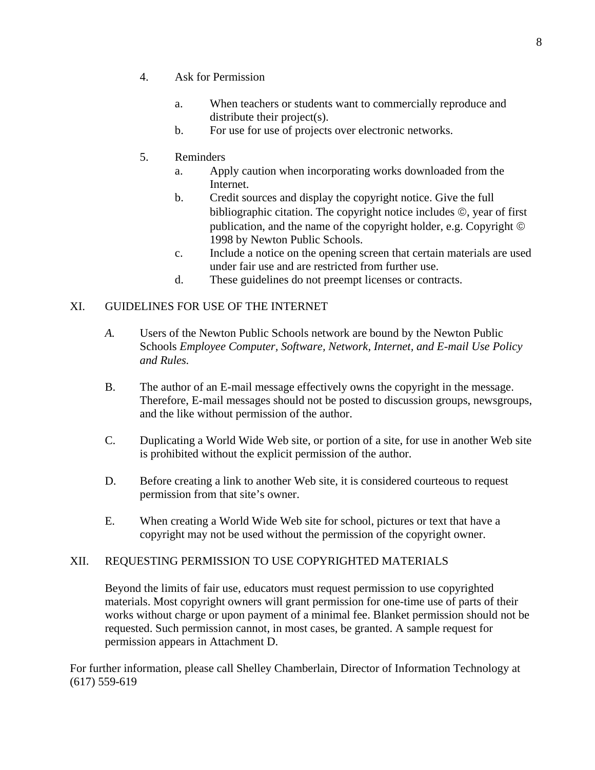4. Ask for Permission

   a. When teachers or students want to commercially reproduce and distribute their project(s).
   b. For use for use of projects over electronic networks.

5. Reminders
   a. Apply caution when incorporating works downloaded from the Internet.
   b. Credit sources and display the copyright notice. Give the full bibliographic citation. The copyright notice includes ©, year of first publication, and the name of the copyright holder, e.g. Copyright © 1998 by Newton Public Schools.
   c. Include a notice on the opening screen that certain materials are used under fair use and are restricted from further use.
   d. These guidelines do not preempt licenses or contracts.

## XI. GUIDELINES FOR USE OF THE INTERNET

*A.* Users of the Newton Public Schools network are bound by the Newton Public Schools *Employee Computer, Software, Network, Internet, and E-mail Use Policy and Rules.*

B. The author of an E-mail message effectively owns the copyright in the message. Therefore, E-mail messages should not be posted to discussion groups, newsgroups, and the like without permission of the author.

C. Duplicating a World Wide Web site, or portion of a site, for use in another Web site is prohibited without the explicit permission of the author.

D. Before creating a link to another Web site, it is considered courteous to request permission from that site's owner.

E. When creating a World Wide Web site for school, pictures or text that have a copyright may not be used without the permission of the copyright owner.

## XII. REQUESTING PERMISSION TO USE COPYRIGHTED MATERIALS

Beyond the limits of fair use, educators must request permission to use copyrighted materials. Most copyright owners will grant permission for one-time use of parts of their works without charge or upon payment of a minimal fee. Blanket permission should not be requested. Such permission cannot, in most cases, be granted. A sample request for permission appears in Attachment D.

For further information, please call Shelley Chamberlain, Director of Information Technology at (617) 559-619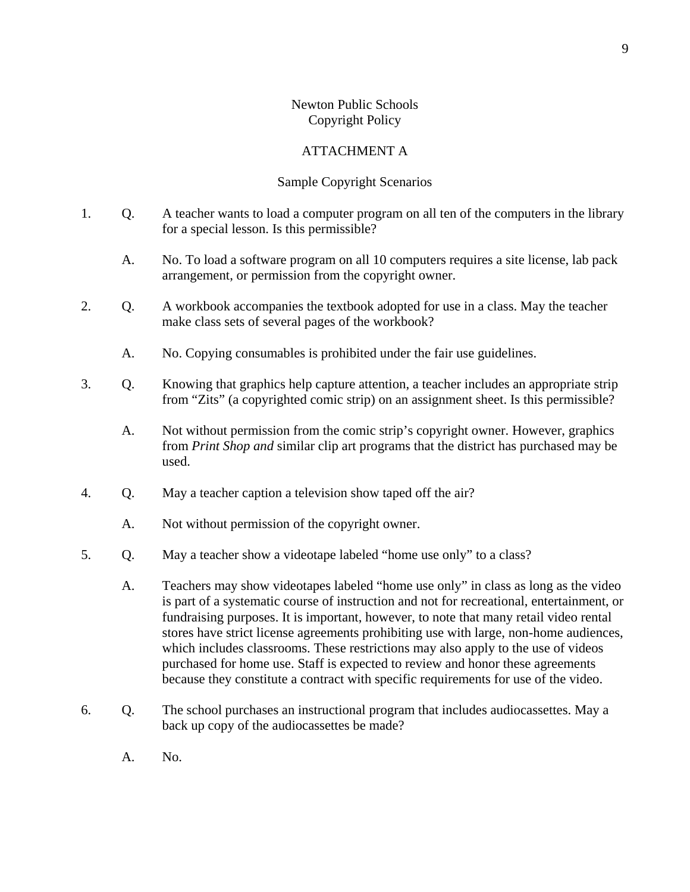Newton Public Schools
Copyright Policy

ATTACHMENT A

Sample Copyright Scenarios

1. Q. A teacher wants to load a computer program on all ten of the computers in the library for a special lesson. Is this permissible?

   A. No. To load a software program on all 10 computers requires a site license, lab pack arrangement, or permission from the copyright owner.

2. Q. A workbook accompanies the textbook adopted for use in a class. May the teacher make class sets of several pages of the workbook?

   A. No. Copying consumables is prohibited under the fair use guidelines.

3. Q. Knowing that graphics help capture attention, a teacher includes an appropriate strip from "Zits" (a copyrighted comic strip) on an assignment sheet. Is this permissible?

   A. Not without permission from the comic strip's copyright owner. However, graphics from *Print Shop and* similar clip art programs that the district has purchased may be used.

4. Q. May a teacher caption a television show taped off the air?

   A. Not without permission of the copyright owner.

5. Q. May a teacher show a videotape labeled "home use only" to a class?

   A. Teachers may show videotapes labeled "home use only" in class as long as the video is part of a systematic course of instruction and not for recreational, entertainment, or fundraising purposes. It is important, however, to note that many retail video rental stores have strict license agreements prohibiting use with large, non-home audiences, which includes classrooms. These restrictions may also apply to the use of videos purchased for home use. Staff is expected to review and honor these agreements because they constitute a contract with specific requirements for use of the video.

6. Q. The school purchases an instructional program that includes audiocassettes. May a back up copy of the audiocassettes be made?

   A. No.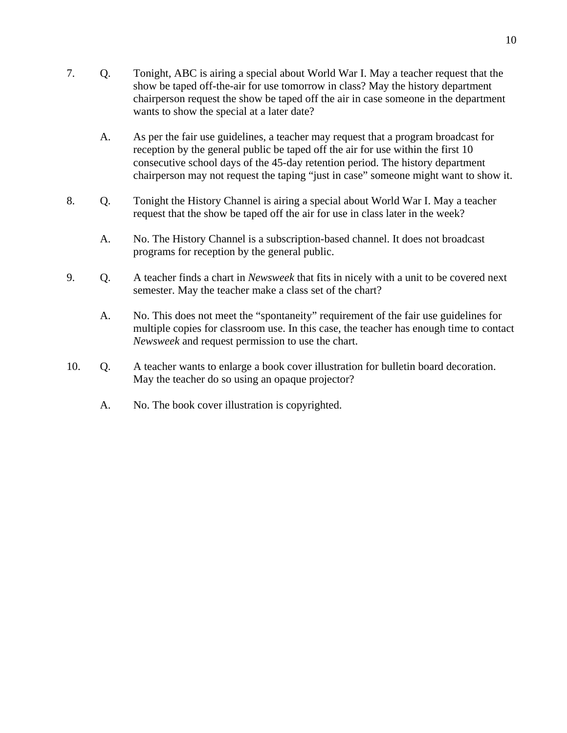7. Q. Tonight, ABC is airing a special about World War I. May a teacher request that the show be taped off-the-air for use tomorrow in class? May the history department chairperson request the show be taped off the air in case someone in the department wants to show the special at a later date?

   A. As per the fair use guidelines, a teacher may request that a program broadcast for reception by the general public be taped off the air for use within the first 10 consecutive school days of the 45-day retention period. The history department chairperson may not request the taping "just in case" someone might want to show it.

8. Q. Tonight the History Channel is airing a special about World War I. May a teacher request that the show be taped off the air for use in class later in the week?

   A. No. The History Channel is a subscription-based channel. It does not broadcast programs for reception by the general public.

9. Q. A teacher finds a chart in *Newsweek* that fits in nicely with a unit to be covered next semester. May the teacher make a class set of the chart?

   A. No. This does not meet the "spontaneity" requirement of the fair use guidelines for multiple copies for classroom use. In this case, the teacher has enough time to contact *Newsweek* and request permission to use the chart.

10. Q. A teacher wants to enlarge a book cover illustration for bulletin board decoration. May the teacher do so using an opaque projector?

    A. No. The book cover illustration is copyrighted.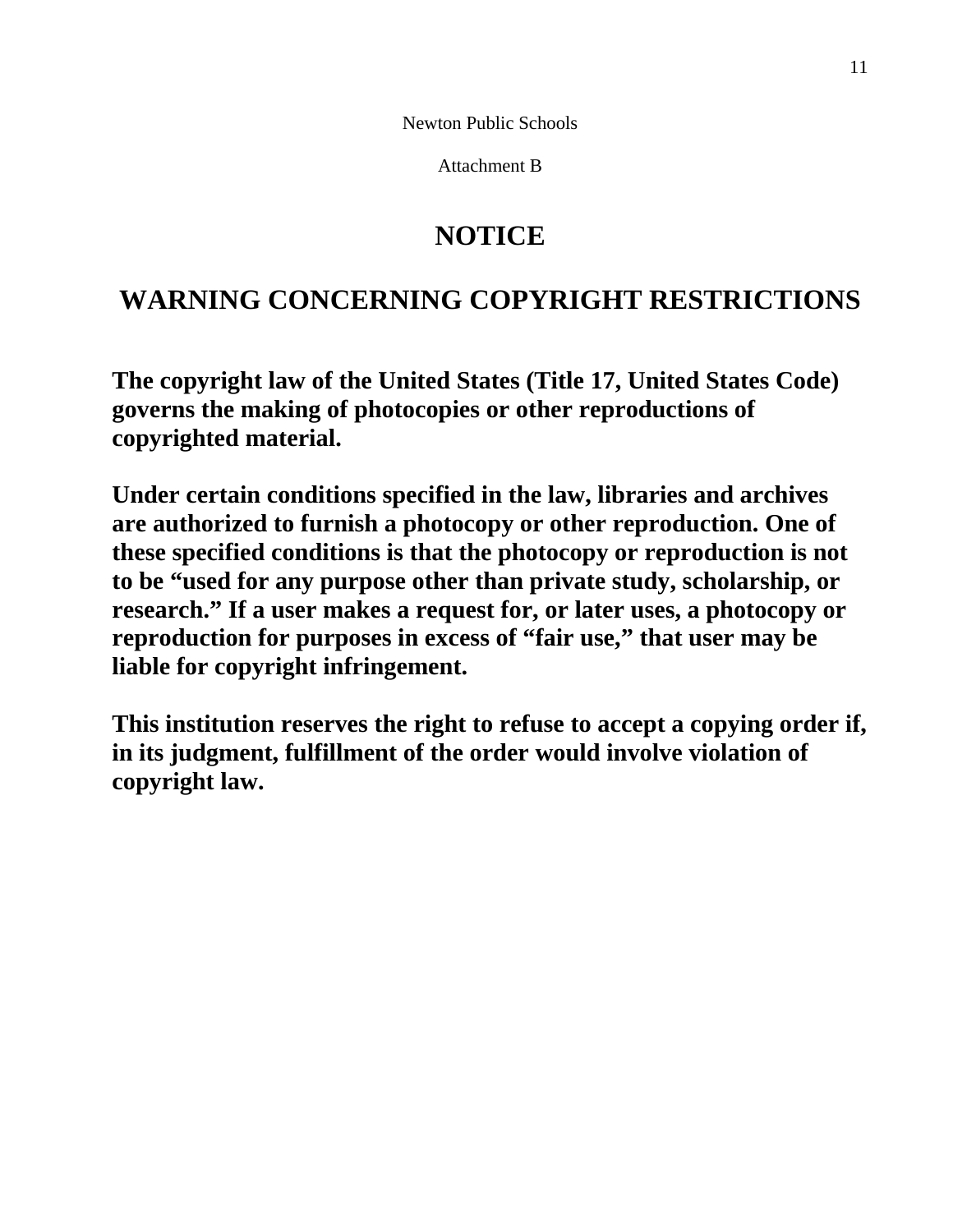Newton Public Schools

Attachment B

# NOTICE

## WARNING CONCERNING COPYRIGHT RESTRICTIONS

**The copyright law of the United States (Title 17, United States Code) governs the making of photocopies or other reproductions of copyrighted material.**

**Under certain conditions specified in the law, libraries and archives are authorized to furnish a photocopy or other reproduction. One of these specified conditions is that the photocopy or reproduction is not to be "used for any purpose other than private study, scholarship, or research." If a user makes a request for, or later uses, a photocopy or reproduction for purposes in excess of "fair use," that user may be liable for copyright infringement.**

**This institution reserves the right to refuse to accept a copying order if, in its judgment, fulfillment of the order would involve violation of copyright law.**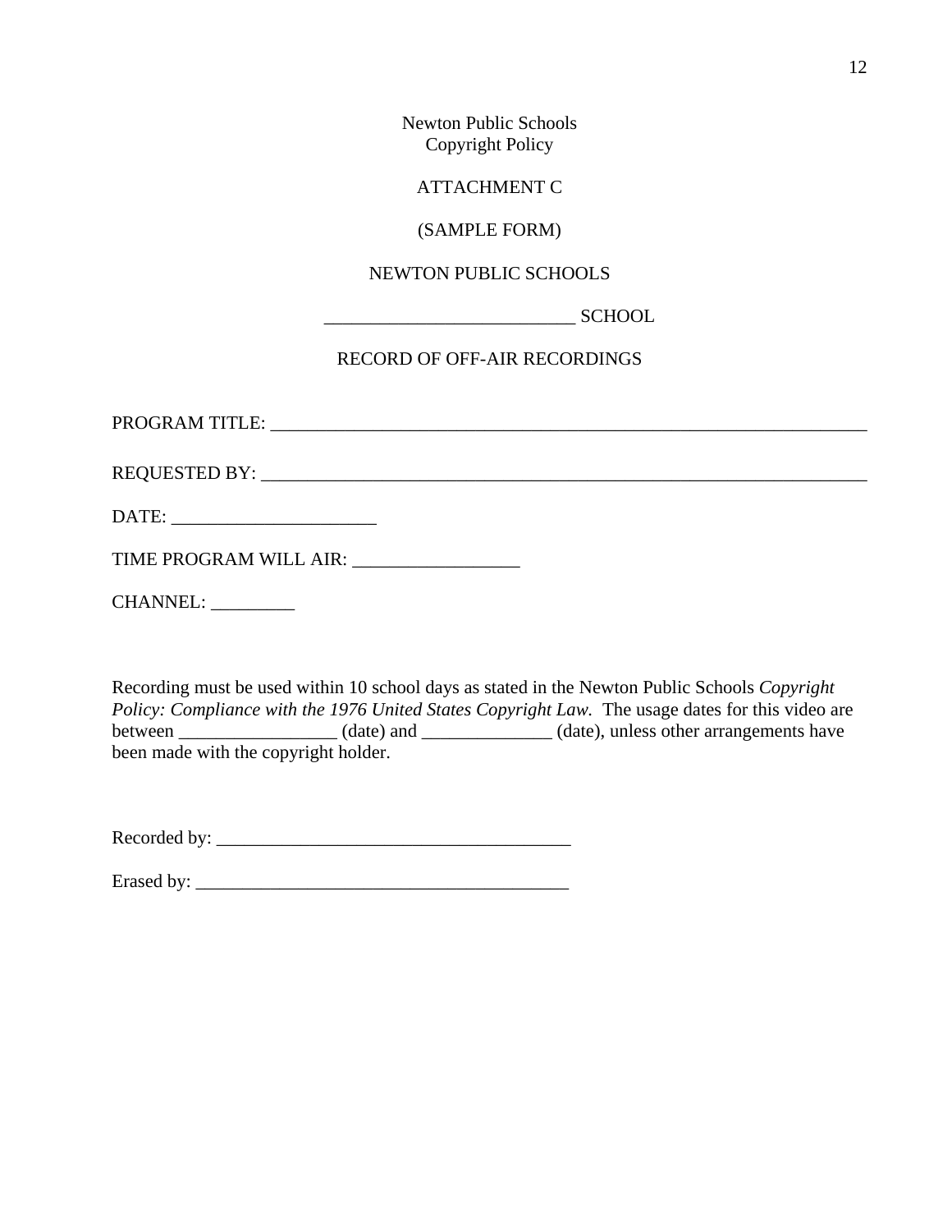Newton Public Schools
Copyright Policy

ATTACHMENT C

(SAMPLE FORM)

NEWTON PUBLIC SCHOOLS

___________________________ SCHOOL

RECORD OF OFF-AIR RECORDINGS

PROGRAM TITLE: _________________________________________________________________

REQUESTED BY: __________________________________________________________________

DATE: ______________________

TIME PROGRAM WILL AIR: _________________

CHANNEL: _________

Recording must be used within 10 school days as stated in the Newton Public Schools *Copyright Policy: Compliance with the 1976 United States Copyright Law.* The usage dates for this video are between _________________ (date) and ______________ (date), unless other arrangements have been made with the copyright holder.

Recorded by: ______________________________________

Erased by: ________________________________________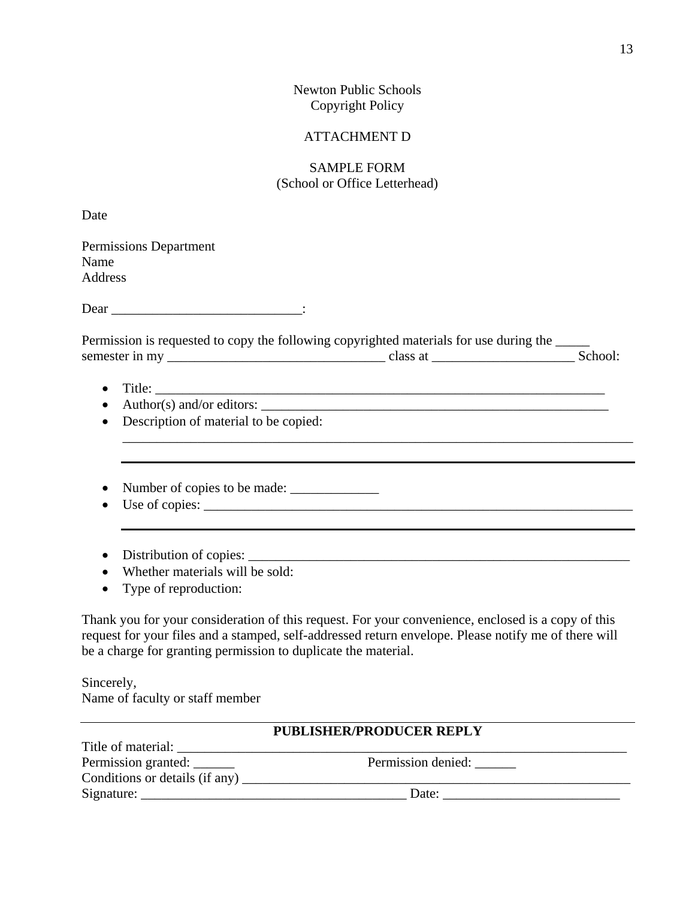Newton Public Schools
Copyright Policy

ATTACHMENT D

SAMPLE FORM
(School or Office Letterhead)

Date

Permissions Department
Name
Address

Dear ____________________________:

Permission is requested to copy the following copyrighted materials for use during the _____ semester in my ________________________________ class at ____________________ School:

- Title: ________________________________________________________________
- Author(s) and/or editors: _____________________________________________________
- Description of material to be copied:
  ___________________________________________________________________________
  ___________________________________________________________________________
- Number of copies to be made: _____________
- Use of copies: ___________________________________________________________________
  ___________________________________________________________________________
- Distribution of copies: ______________________________________________________
- Whether materials will be sold:
- Type of reproduction:

Thank you for your consideration of this request. For your convenience, enclosed is a copy of this request for your files and a stamped, self-addressed return envelope. Please notify me of there will be a charge for granting permission to duplicate the material.

Sincerely,
Name of faculty or staff member

---

**PUBLISHER/PRODUCER REPLY**

Title of material: _________________________________________________________________
Permission granted: ______ Permission denied: ______
Conditions or details (if any) _______________________________________________________
Signature: _______________________________________ Date: __________________________